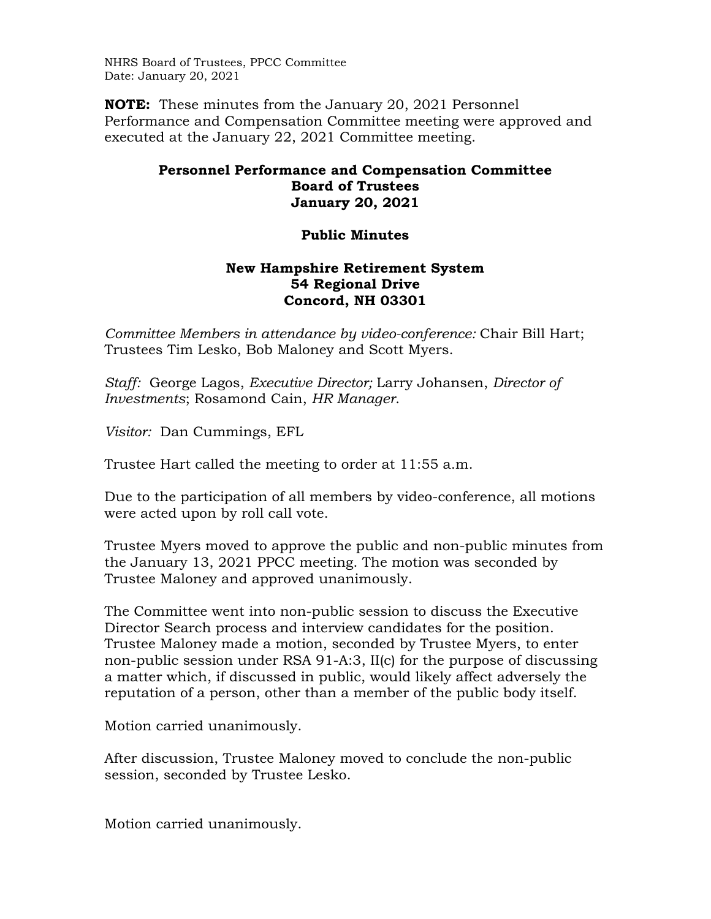NHRS Board of Trustees, PPCC Committee
Date: January 20, 2021

**NOTE:** These minutes from the January 20, 2021 Personnel Performance and Compensation Committee meeting were approved and executed at the January 22, 2021 Committee meeting.

# Personnel Performance and Compensation Committee
# Board of Trustees
# January 20, 2021

## Public Minutes

## New Hampshire Retirement System
## 54 Regional Drive
## Concord, NH 03301

*Committee Members in attendance by video-conference:* Chair Bill Hart; Trustees Tim Lesko, Bob Maloney and Scott Myers.

*Staff:* George Lagos, *Executive Director;* Larry Johansen, *Director of Investments*; Rosamond Cain, *HR Manager*.

*Visitor:* Dan Cummings, EFL

Trustee Hart called the meeting to order at 11:55 a.m.

Due to the participation of all members by video-conference, all motions were acted upon by roll call vote.

Trustee Myers moved to approve the public and non-public minutes from the January 13, 2021 PPCC meeting. The motion was seconded by Trustee Maloney and approved unanimously.

The Committee went into non-public session to discuss the Executive Director Search process and interview candidates for the position. Trustee Maloney made a motion, seconded by Trustee Myers, to enter non-public session under RSA 91-A:3, II(c) for the purpose of discussing a matter which, if discussed in public, would likely affect adversely the reputation of a person, other than a member of the public body itself.

Motion carried unanimously.

After discussion, Trustee Maloney moved to conclude the non-public session, seconded by Trustee Lesko.

Motion carried unanimously.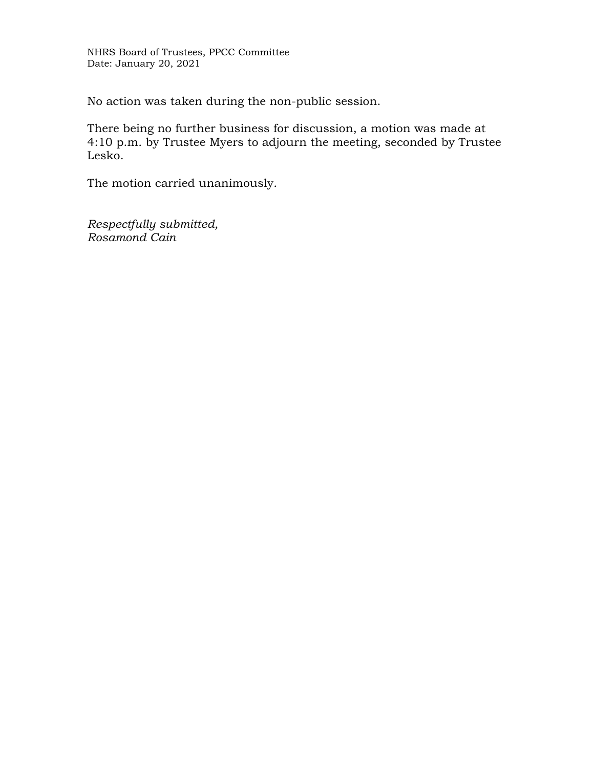No action was taken during the non-public session.

There being no further business for discussion, a motion was made at 4:10 p.m. by Trustee Myers to adjourn the meeting, seconded by Trustee Lesko.

The motion carried unanimously.

*Respectfully submitted,*
*Rosamond Cain*